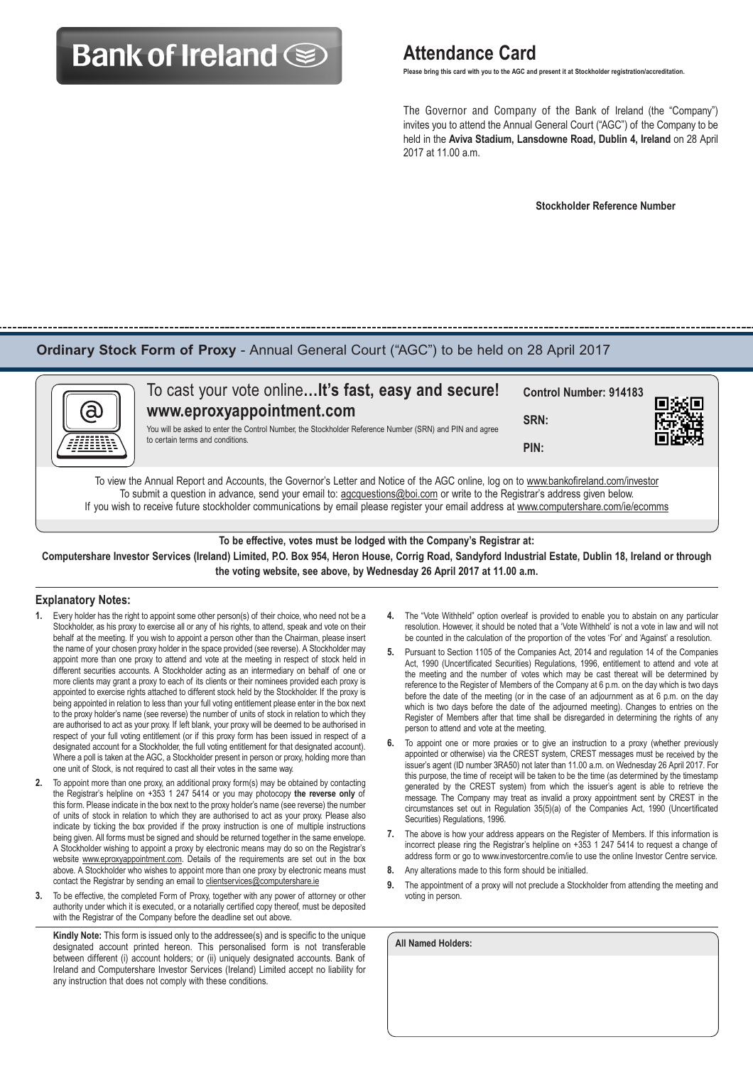Bank of Ireland

# Attendance Card

**Please bring this card with you to the AGC and present it at Stockholder registration/accreditation.**

The Governor and Company of the Bank of Ireland (the "Company") invites you to attend the Annual General Court ("AGC") of the Company to be held in the **Aviva Stadium, Lansdowne Road, Dublin 4, Ireland** on 28 April 2017 at 11.00 a.m.

**Stockholder Reference Number**

## Ordinary Stock Form of Proxy - Annual General Court ("AGC") to be held on 28 April 2017

To cast your vote online**…It's fast, easy and secure!**
**www.eproxyappointment.com**

You will be asked to enter the Control Number, the Stockholder Reference Number (SRN) and PIN and agree to certain terms and conditions.

**Control Number: 914183**

**SRN:**

**PIN:**

To view the Annual Report and Accounts, the Governor's Letter and Notice of the AGC online, log on to www.bankofireland.com/investor
To submit a question in advance, send your email to: agcquestions@boi.com or write to the Registrar's address given below.
If you wish to receive future stockholder communications by email please register your email address at www.computershare.com/ie/ecomms

**To be effective, votes must be lodged with the Company's Registrar at:**
**Computershare Investor Services (Ireland) Limited, P.O. Box 954, Heron House, Corrig Road, Sandyford Industrial Estate, Dublin 18, Ireland or through the voting website, see above, by Wednesday 26 April 2017 at 11.00 a.m.**

### Explanatory Notes:

1. Every holder has the right to appoint some other person(s) of their choice, who need not be a Stockholder, as his proxy to exercise all or any of his rights, to attend, speak and vote on their behalf at the meeting. If you wish to appoint a person other than the Chairman, please insert the name of your chosen proxy holder in the space provided (see reverse). A Stockholder may appoint more than one proxy to attend and vote at the meeting in respect of stock held in different securities accounts. A Stockholder acting as an intermediary on behalf of one or more clients may grant a proxy to each of its clients or their nominees provided each proxy is appointed to exercise rights attached to different stock held by the Stockholder. If the proxy is being appointed in relation to less than your full voting entitlement please enter in the box next to the proxy holder's name (see reverse) the number of units of stock in relation to which they are authorised to act as your proxy. If left blank, your proxy will be deemed to be authorised in respect of your full voting entitlement (or if this proxy form has been issued in respect of a designated account for a Stockholder, the full voting entitlement for that designated account). Where a poll is taken at the AGC, a Stockholder present in person or proxy, holding more than one unit of Stock, is not required to cast all their votes in the same way.
2. To appoint more than one proxy, an additional proxy form(s) may be obtained by contacting the Registrar's helpline on +353 1 247 5414 or you may photocopy **the reverse only** of this form. Please indicate in the box next to the proxy holder's name (see reverse) the number of units of stock in relation to which they are authorised to act as your proxy. Please also indicate by ticking the box provided if the proxy instruction is one of multiple instructions being given. All forms must be signed and should be returned together in the same envelope. A Stockholder wishing to appoint a proxy by electronic means may do so on the Registrar's website www.eproxyappointment.com. Details of the requirements are set out in the box above. A Stockholder who wishes to appoint more than one proxy by electronic means must contact the Registrar by sending an email to clientservices@computershare.ie
3. To be effective, the completed Form of Proxy, together with any power of attorney or other authority under which it is executed, or a notarially certified copy thereof, must be deposited with the Registrar of the Company before the deadline set out above.
4. The "Vote Withheld" option overleaf is provided to enable you to abstain on any particular resolution. However, it should be noted that a 'Vote Withheld' is not a vote in law and will not be counted in the calculation of the proportion of the votes 'For' and 'Against' a resolution.
5. Pursuant to Section 1105 of the Companies Act, 2014 and regulation 14 of the Companies Act, 1990 (Uncertificated Securities) Regulations, 1996, entitlement to attend and vote at the meeting and the number of votes which may be cast thereat will be determined by reference to the Register of Members of the Company at 6 p.m. on the day which is two days before the date of the meeting (or in the case of an adjournment as at 6 p.m. on the day which is two days before the date of the adjourned meeting). Changes to entries on the Register of Members after that time shall be disregarded in determining the rights of any person to attend and vote at the meeting.
6. To appoint one or more proxies or to give an instruction to a proxy (whether previously appointed or otherwise) via the CREST system, CREST messages must be received by the issuer's agent (ID number 3RA50) not later than 11.00 a.m. on Wednesday 26 April 2017. For this purpose, the time of receipt will be taken to be the time (as determined by the timestamp generated by the CREST system) from which the issuer's agent is able to retrieve the message. The Company may treat as invalid a proxy appointment sent by CREST in the circumstances set out in Regulation 35(5)(a) of the Companies Act, 1990 (Uncertificated Securities) Regulations, 1996.
7. The above is how your address appears on the Register of Members. If this information is incorrect please ring the Registrar's helpline on +353 1 247 5414 to request a change of address form or go to www.investorcentre.com/ie to use the online Investor Centre service.
8. Any alterations made to this form should be initialled.
9. The appointment of a proxy will not preclude a Stockholder from attending the meeting and voting in person.

**Kindly Note:** This form is issued only to the addressee(s) and is specific to the unique designated account printed hereon. This personalised form is not transferable between different (i) account holders; or (ii) uniquely designated accounts. Bank of Ireland and Computershare Investor Services (Ireland) Limited accept no liability for any instruction that does not comply with these conditions.

**All Named Holders:**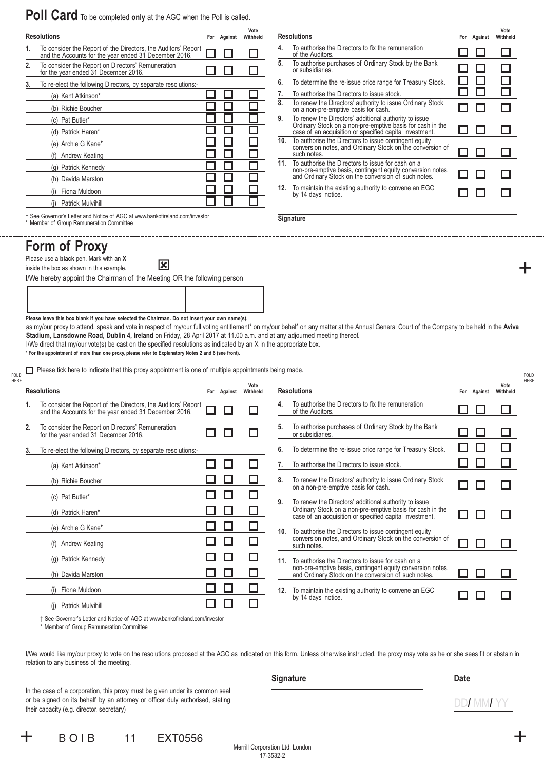# Poll Card

To be completed **only** at the AGC when the Poll is called.

| Resolutions | For | Against | Vote Withheld |
|---|---|---|---|
| **1.** To consider the Report of the Directors, the Auditors' Report and the Accounts for the year ended 31 December 2016. | ☐ | ☐ | ☐ |
| **2.** To consider the Report on Directors' Remuneration for the year ended 31 December 2016. | ☐ | ☐ | ☐ |
| **3.** To re-elect the following Directors, by separate resolutions:- | | | |
| (a) Kent Atkinson* | ☐ | ☐ | ☐ |
| (b) Richie Boucher | ☐ | ☐ | ☐ |
| (c) Pat Butler* | ☐ | ☐ | ☐ |
| (d) Patrick Haren* | ☐ | ☐ | ☐ |
| (e) Archie G Kane* | ☐ | ☐ | ☐ |
| (f) Andrew Keating | ☐ | ☐ | ☐ |
| (g) Patrick Kennedy | ☐ | ☐ | ☐ |
| (h) Davida Marston | ☐ | ☐ | ☐ |
| (i) Fiona Muldoon | ☐ | ☐ | ☐ |
| (j) Patrick Mulvihill | ☐ | ☐ | ☐ |

| Resolutions | For | Against | Vote Withheld |
|---|---|---|---|
| **4.** To authorise the Directors to fix the remuneration of the Auditors. | ☐ | ☐ | ☐ |
| **5.** To authorise purchases of Ordinary Stock by the Bank or subsidiaries. | ☐ | ☐ | ☐ |
| **6.** To determine the re-issue price range for Treasury Stock. | ☐ | ☐ | ☐ |
| **7.** To authorise the Directors to issue stock. | ☐ | ☐ | ☐ |
| **8.** To renew the Directors' authority to issue Ordinary Stock on a non-pre-emptive basis for cash. | ☐ | ☐ | ☐ |
| **9.** To renew the Directors' additional authority to issue Ordinary Stock on a non-pre-emptive basis for cash in the case of an acquisition or specified capital investment. | ☐ | ☐ | ☐ |
| **10.** To authorise the Directors to issue contingent equity conversion notes, and Ordinary Stock on the conversion of such notes. | ☐ | ☐ | ☐ |
| **11.** To authorise the Directors to issue for cash on a non-pre-emptive basis, contingent equity conversion notes, and Ordinary Stock on the conversion of such notes. | ☐ | ☐ | ☐ |
| **12.** To maintain the existing authority to convene an EGC by 14 days' notice. | ☐ | ☐ | ☐ |

† See Governor's Letter and Notice of AGC at www.bankofireland.com/investor
\* Member of Group Remuneration Committee

**Signature**

---

# Form of Proxy

Please use a **black** pen. Mark with an **X** inside the box as shown in this example. ☒

I/We hereby appoint the Chairman of the Meeting OR the following person

**Please leave this box blank if you have selected the Chairman. Do not insert your own name(s).**

as my/our proxy to attend, speak and vote in respect of my/our full voting entitlement* on my/our behalf on any matter at the Annual General Court of the Company to be held in the **Aviva Stadium, Lansdowne Road, Dublin 4, Ireland** on Friday, 28 April 2017 at 11.00 a.m. and at any adjourned meeting thereof.

I/We direct that my/our vote(s) be cast on the specified resolutions as indicated by an X in the appropriate box.

**\* For the appointment of more than one proxy, please refer to Explanatory Notes 2 and 6 (see front).**

☐ Please tick here to indicate that this proxy appointment is one of multiple appointments being made.

| Resolutions | For | Against | Vote Withheld |
|---|---|---|---|
| **1.** To consider the Report of the Directors, the Auditors' Report and the Accounts for the year ended 31 December 2016. | ☐ | ☐ | ☐ |
| **2.** To consider the Report on Directors' Remuneration for the year ended 31 December 2016. | ☐ | ☐ | ☐ |
| **3.** To re-elect the following Directors, by separate resolutions:- | | | |
| (a) Kent Atkinson* | ☐ | ☐ | ☐ |
| (b) Richie Boucher | ☐ | ☐ | ☐ |
| (c) Pat Butler* | ☐ | ☐ | ☐ |
| (d) Patrick Haren* | ☐ | ☐ | ☐ |
| (e) Archie G Kane* | ☐ | ☐ | ☐ |
| (f) Andrew Keating | ☐ | ☐ | ☐ |
| (g) Patrick Kennedy | ☐ | ☐ | ☐ |
| (h) Davida Marston | ☐ | ☐ | ☐ |
| (i) Fiona Muldoon | ☐ | ☐ | ☐ |
| (j) Patrick Mulvihill | ☐ | ☐ | ☐ |

| Resolutions | For | Against | Vote Withheld |
|---|---|---|---|
| **4.** To authorise the Directors to fix the remuneration of the Auditors. | ☐ | ☐ | ☐ |
| **5.** To authorise purchases of Ordinary Stock by the Bank or subsidiaries. | ☐ | ☐ | ☐ |
| **6.** To determine the re-issue price range for Treasury Stock. | ☐ | ☐ | ☐ |
| **7.** To authorise the Directors to issue stock. | ☐ | ☐ | ☐ |
| **8.** To renew the Directors' authority to issue Ordinary Stock on a non-pre-emptive basis for cash. | ☐ | ☐ | ☐ |
| **9.** To renew the Directors' additional authority to issue Ordinary Stock on a non-pre-emptive basis for cash in the case of an acquisition or specified capital investment. | ☐ | ☐ | ☐ |
| **10.** To authorise the Directors to issue contingent equity conversion notes, and Ordinary Stock on the conversion of such notes. | ☐ | ☐ | ☐ |
| **11.** To authorise the Directors to issue for cash on a non-pre-emptive basis, contingent equity conversion notes, and Ordinary Stock on the conversion of such notes. | ☐ | ☐ | ☐ |
| **12.** To maintain the existing authority to convene an EGC by 14 days' notice. | ☐ | ☐ | ☐ |

† See Governor's Letter and Notice of AGC at www.bankofireland.com/investor
\* Member of Group Remuneration Committee

I/We would like my/our proxy to vote on the resolutions proposed at the AGC as indicated on this form. Unless otherwise instructed, the proxy may vote as he or she sees fit or abstain in relation to any business of the meeting.

In the case of a corporation, this proxy must be given under its common seal or be signed on its behalf by an attorney or officer duly authorised, stating their capacity (e.g. director, secretary)

**Signature**

**Date** DD/ MM/ YY

B O I B 11 EXT0556

Merrill Corporation Ltd, London
17-3532-2